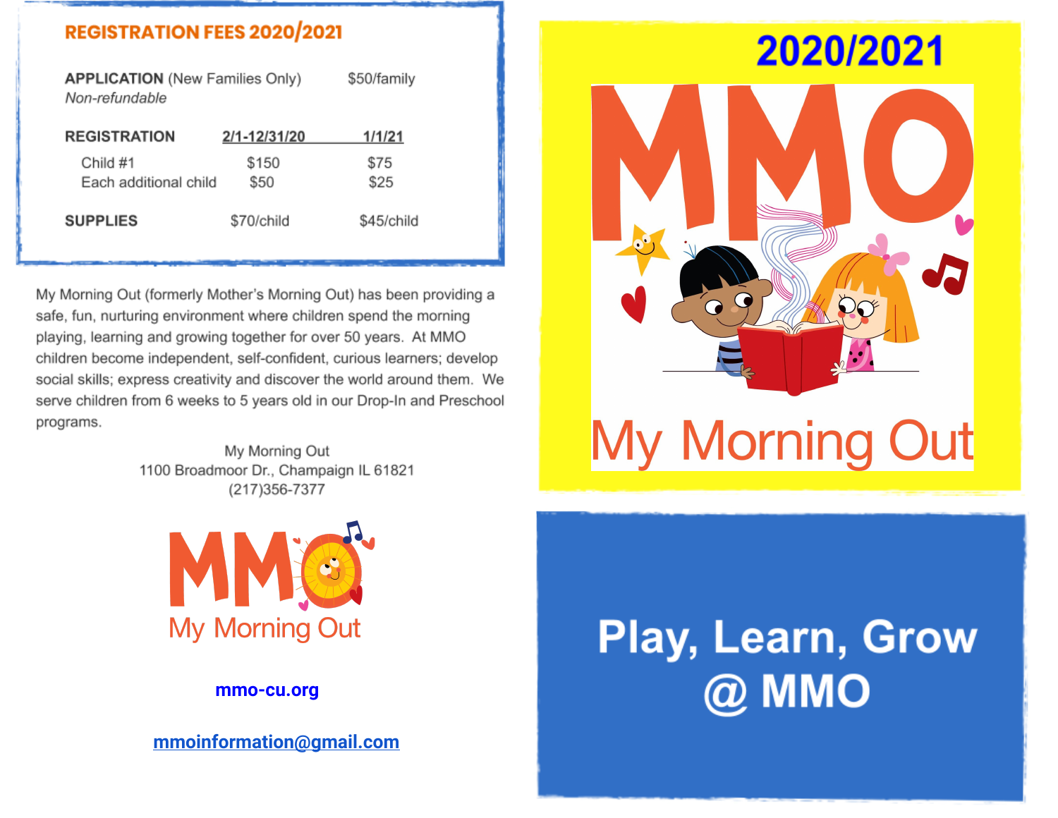## REGISTRATION FEES 2020/2021

**APPLICATION** (New Families Only) $50/family
*Non-refundable*

| **REGISTRATION** | 2/1-12/31/20 | 1/1/21 |
| --- | --- | --- |
| Child #1 | $150 | $75 |
| Each additional child | $50 | $25 |
| **SUPPLIES** | $70/child | $45/child |

My Morning Out (formerly Mother's Morning Out) has been providing a safe, fun, nurturing environment where children spend the morning playing, learning and growing together for over 50 years. At MMO children become independent, self-confident, curious learners; develop social skills; express creativity and discover the world around them. We serve children from 6 weeks to 5 years old in our Drop-In and Preschool programs.

My Morning Out
1100 Broadmoor Dr., Champaign IL 61821
(217)356-7377

MMO
My Morning Out

**mmo-cu.org**

**mmoinformation@gmail.com**

# 2020/2021

# MMO

# My Morning Out

# Play, Learn, Grow @ MMO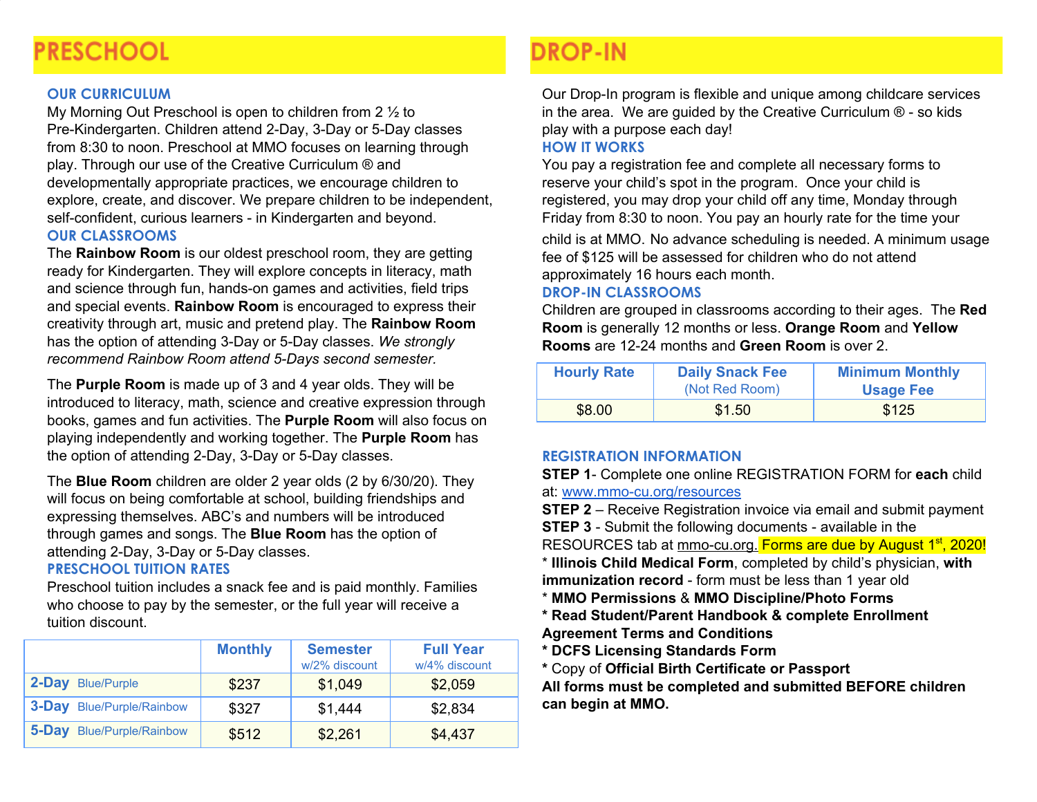# PRESCHOOL

## OUR CURRICULUM

My Morning Out Preschool is open to children from 2 ½ to Pre-Kindergarten. Children attend 2-Day, 3-Day or 5-Day classes from 8:30 to noon. Preschool at MMO focuses on learning through play. Through our use of the Creative Curriculum ® and developmentally appropriate practices, we encourage children to explore, create, and discover. We prepare children to be independent, self-confident, curious learners - in Kindergarten and beyond.

## OUR CLASSROOMS

The **Rainbow Room** is our oldest preschool room, they are getting ready for Kindergarten. They will explore concepts in literacy, math and science through fun, hands-on games and activities, field trips and special events. **Rainbow Room** is encouraged to express their creativity through art, music and pretend play. The **Rainbow Room** has the option of attending 3-Day or 5-Day classes. *We strongly recommend Rainbow Room attend 5-Days second semester.*

The **Purple Room** is made up of 3 and 4 year olds. They will be introduced to literacy, math, science and creative expression through books, games and fun activities. The **Purple Room** will also focus on playing independently and working together. The **Purple Room** has the option of attending 2-Day, 3-Day or 5-Day classes.

The **Blue Room** children are older 2 year olds (2 by 6/30/20). They will focus on being comfortable at school, building friendships and expressing themselves. ABC's and numbers will be introduced through games and songs. The **Blue Room** has the option of attending 2-Day, 3-Day or 5-Day classes.

## PRESCHOOL TUITION RATES

Preschool tuition includes a snack fee and is paid monthly. Families who choose to pay by the semester, or the full year will receive a tuition discount.

| | Monthly | Semester w/2% discount | Full Year w/4% discount |
|---|---|---|---|
| **2-Day** Blue/Purple | $237 | $1,049 | $2,059 |
| **3-Day** Blue/Purple/Rainbow | $327 | $1,444 | $2,834 |
| **5-Day** Blue/Purple/Rainbow | $512 | $2,261 | $4,437 |

# DROP-IN

Our Drop-In program is flexible and unique among childcare services in the area. We are guided by the Creative Curriculum ® - so kids play with a purpose each day!

## HOW IT WORKS

You pay a registration fee and complete all necessary forms to reserve your child's spot in the program. Once your child is registered, you may drop your child off any time, Monday through Friday from 8:30 to noon. You pay an hourly rate for the time your child is at MMO. No advance scheduling is needed. A minimum usage fee of $125 will be assessed for children who do not attend approximately 16 hours each month.

## DROP-IN CLASSROOMS

Children are grouped in classrooms according to their ages. The **Red Room** is generally 12 months or less. **Orange Room** and **Yellow Rooms** are 12-24 months and **Green Room** is over 2.

| Hourly Rate | Daily Snack Fee (Not Red Room) | Minimum Monthly Usage Fee |
|---|---|---|
| $8.00 | $1.50 | $125 |

## REGISTRATION INFORMATION

**STEP 1**- Complete one online REGISTRATION FORM for **each** child at: www.mmo-cu.org/resources

**STEP 2** – Receive Registration invoice via email and submit payment

**STEP 3** - Submit the following documents - available in the RESOURCES tab at mmo-cu.org. Forms are due by August 1st, 2020!

* **Illinois Child Medical Form**, completed by child's physician, **with immunization record** - form must be less than 1 year old
* **MMO Permissions** & **MMO Discipline/Photo Forms**
* **Read Student/Parent Handbook & complete Enrollment Agreement Terms and Conditions**
* **DCFS Licensing Standards Form**
* Copy of **Official Birth Certificate or Passport**

**All forms must be completed and submitted BEFORE children can begin at MMO.**